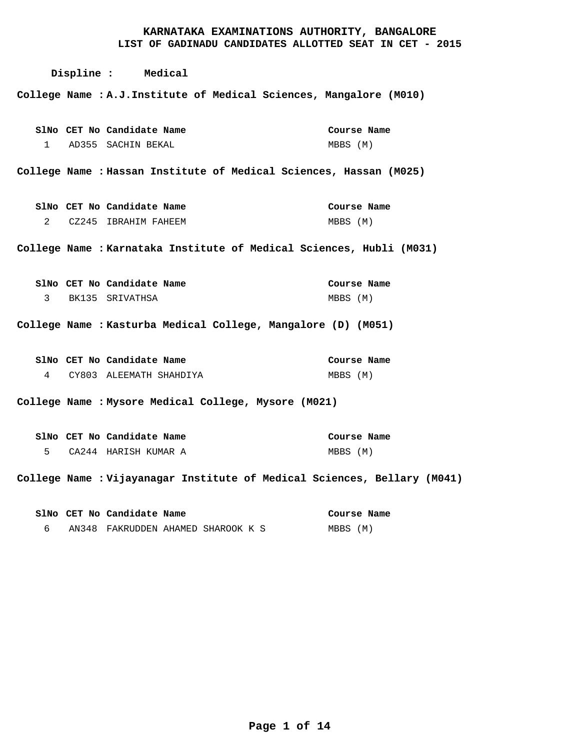# KARNATAKA EXAMINATIONS AUTHORITY, BANGALORE
## LIST OF GADINADU CANDIDATES ALLOTTED SEAT IN CET - 2015

**Displine :** **Medical**

**College Name : A.J.Institute of Medical Sciences, Mangalore (M010)**

| SlNo | CET No | Candidate Name | Course Name |
|---|---|---|---|
| 1 | AD355 | SACHIN BEKAL | MBBS (M) |

**College Name : Hassan Institute of Medical Sciences, Hassan (M025)**

| SlNo | CET No | Candidate Name | Course Name |
|---|---|---|---|
| 2 | CZ245 | IBRAHIM FAHEEM | MBBS (M) |

**College Name : Karnataka Institute of Medical Sciences, Hubli (M031)**

| SlNo | CET No | Candidate Name | Course Name |
|---|---|---|---|
| 3 | BK135 | SRIVATHSA | MBBS (M) |

**College Name : Kasturba Medical College, Mangalore (D) (M051)**

| SlNo | CET No | Candidate Name | Course Name |
|---|---|---|---|
| 4 | CY803 | ALEEMATH SHAHDIYA | MBBS (M) |

**College Name : Mysore Medical College, Mysore (M021)**

| SlNo | CET No | Candidate Name | Course Name |
|---|---|---|---|
| 5 | CA244 | HARISH KUMAR A | MBBS (M) |

**College Name : Vijayanagar Institute of Medical Sciences, Bellary (M041)**

| SlNo | CET No | Candidate Name | Course Name |
|---|---|---|---|
| 6 | AN348 | FAKRUDDEN AHAMED SHAROOK K S | MBBS (M) |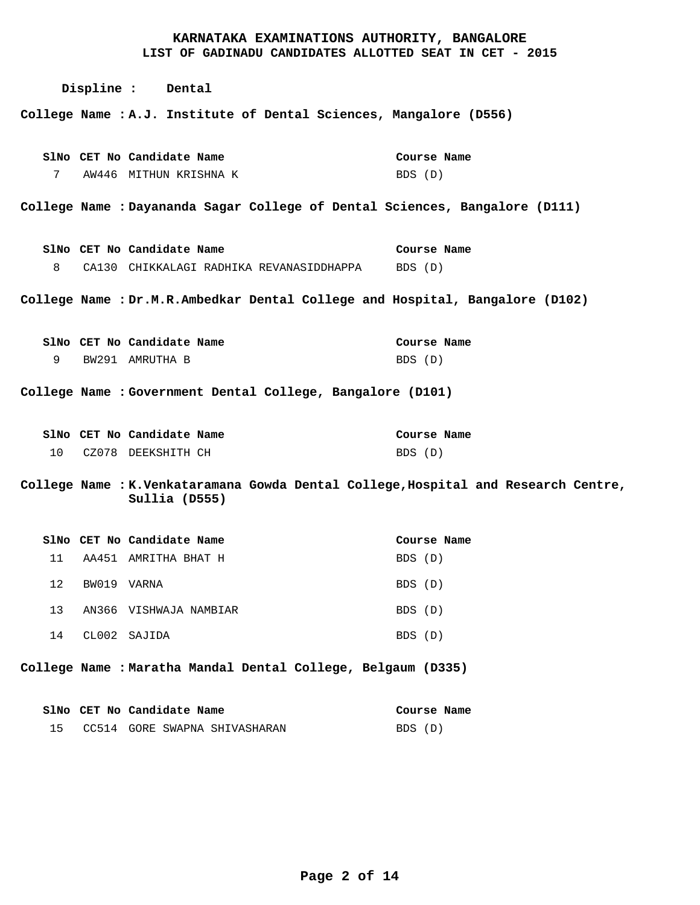# KARNATAKA EXAMINATIONS AUTHORITY, BANGALORE
## LIST OF GADINADU CANDIDATES ALLOTTED SEAT IN CET - 2015

**Displine : Dental**

**College Name : A.J. Institute of Dental Sciences, Mangalore (D556)**

| SlNo | CET No | Candidate Name | Course Name |
|---|---|---|---|
| 7 | AW446 | MITHUN KRISHNA K | BDS (D) |

**College Name : Dayananda Sagar College of Dental Sciences, Bangalore (D111)**

| SlNo | CET No | Candidate Name | Course Name |
|---|---|---|---|
| 8 | CA130 | CHIKKALAGI RADHIKA REVANASIDDHAPPA | BDS (D) |

**College Name : Dr.M.R.Ambedkar Dental College and Hospital, Bangalore (D102)**

| SlNo | CET No | Candidate Name | Course Name |
|---|---|---|---|
| 9 | BW291 | AMRUTHA B | BDS (D) |

**College Name : Government Dental College, Bangalore (D101)**

| SlNo | CET No | Candidate Name | Course Name |
|---|---|---|---|
| 10 | CZ078 | DEEKSHITH CH | BDS (D) |

**College Name : K.Venkataramana Gowda Dental College,Hospital and Research Centre, Sullia (D555)**

| SlNo | CET No | Candidate Name | Course Name |
|---|---|---|---|
| 11 | AA451 | AMRITHA BHAT H | BDS (D) |
| 12 | BW019 | VARNA | BDS (D) |
| 13 | AN366 | VISHWAJA NAMBIAR | BDS (D) |
| 14 | CL002 | SAJIDA | BDS (D) |

**College Name : Maratha Mandal Dental College, Belgaum (D335)**

| SlNo | CET No | Candidate Name | Course Name |
|---|---|---|---|
| 15 | CC514 | GORE SWAPNA SHIVASHARAN | BDS (D) |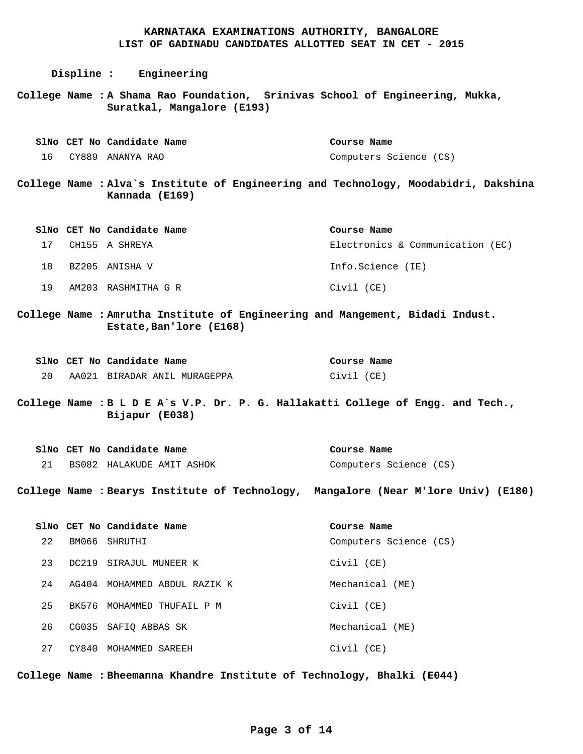**KARNATAKA EXAMINATIONS AUTHORITY, BANGALORE**
**LIST OF GADINADU CANDIDATES ALLOTTED SEAT IN CET - 2015**

**Displine : Engineering**

**College Name : A Shama Rao Foundation, Srinivas School of Engineering, Mukka, Suratkal, Mangalore (E193)**

| SlNo | CET No | Candidate Name | Course Name |
|---|---|---|---|
| 16 | CY889 | ANANYA RAO | Computers Science (CS) |

**College Name : Alva`s Institute of Engineering and Technology, Moodabidri, Dakshina Kannada (E169)**

| SlNo | CET No | Candidate Name | Course Name |
|---|---|---|---|
| 17 | CH155 | A SHREYA | Electronics & Communication (EC) |
| 18 | BZ205 | ANISHA V | Info.Science (IE) |
| 19 | AM203 | RASHMITHA G R | Civil (CE) |

**College Name : Amrutha Institute of Engineering and Mangement, Bidadi Indust. Estate,Ban'lore (E168)**

| SlNo | CET No | Candidate Name | Course Name |
|---|---|---|---|
| 20 | AA021 | BIRADAR ANIL MURAGEPPA | Civil (CE) |

**College Name : B L D E A`s V.P. Dr. P. G. Hallakatti College of Engg. and Tech., Bijapur (E038)**

| SlNo | CET No | Candidate Name | Course Name |
|---|---|---|---|
| 21 | BS082 | HALAKUDE AMIT ASHOK | Computers Science (CS) |

**College Name : Bearys Institute of Technology, Mangalore (Near M'lore Univ) (E180)**

| SlNo | CET No | Candidate Name | Course Name |
|---|---|---|---|
| 22 | BM066 | SHRUTHI | Computers Science (CS) |
| 23 | DC219 | SIRAJUL MUNEER K | Civil (CE) |
| 24 | AG404 | MOHAMMED ABDUL RAZIK K | Mechanical (ME) |
| 25 | BK576 | MOHAMMED THUFAIL P M | Civil (CE) |
| 26 | CG035 | SAFIQ ABBAS SK | Mechanical (ME) |
| 27 | CY840 | MOHAMMED SAREEH | Civil (CE) |

**College Name : Bheemanna Khandre Institute of Technology, Bhalki (E044)**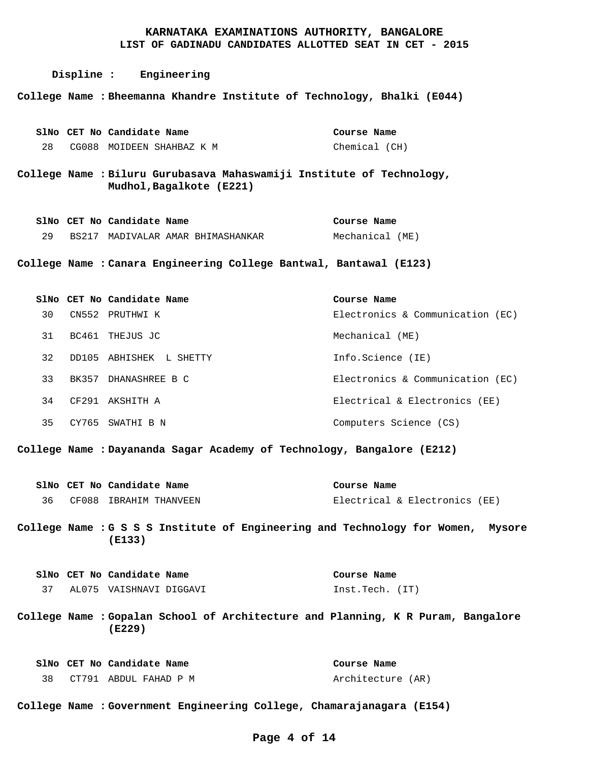**KARNATAKA EXAMINATIONS AUTHORITY, BANGALORE**
**LIST OF GADINADU CANDIDATES ALLOTTED SEAT IN CET - 2015**

**Displine : Engineering**

**College Name : Bheemanna Khandre Institute of Technology, Bhalki (E044)**

| SlNo | CET No | Candidate Name | Course Name |
|---|---|---|---|
| 28 | CG088 | MOIDEEN SHAHBAZ K M | Chemical (CH) |

**College Name : Biluru Gurubasava Mahaswamiji Institute of Technology, Mudhol,Bagalkote (E221)**

| SlNo | CET No | Candidate Name | Course Name |
|---|---|---|---|
| 29 | BS217 | MADIVALAR AMAR BHIMASHANKAR | Mechanical (ME) |

**College Name : Canara Engineering College Bantwal, Bantawal (E123)**

| SlNo | CET No | Candidate Name | Course Name |
|---|---|---|---|
| 30 | CN552 | PRUTHWI K | Electronics & Communication (EC) |
| 31 | BC461 | THEJUS JC | Mechanical (ME) |
| 32 | DD105 | ABHISHEK L SHETTY | Info.Science (IE) |
| 33 | BK357 | DHANASHREE B C | Electronics & Communication (EC) |
| 34 | CF291 | AKSHITH A | Electrical & Electronics (EE) |
| 35 | CY765 | SWATHI B N | Computers Science (CS) |

**College Name : Dayananda Sagar Academy of Technology, Bangalore (E212)**

| SlNo | CET No | Candidate Name | Course Name |
|---|---|---|---|
| 36 | CF088 | IBRAHIM THANVEEN | Electrical & Electronics (EE) |

**College Name : G S S S Institute of Engineering and Technology for Women, Mysore (E133)**

| SlNo | CET No | Candidate Name | Course Name |
|---|---|---|---|
| 37 | AL075 | VAISHNAVI DIGGAVI | Inst.Tech. (IT) |

**College Name : Gopalan School of Architecture and Planning, K R Puram, Bangalore (E229)**

| SlNo | CET No | Candidate Name | Course Name |
|---|---|---|---|
| 38 | CT791 | ABDUL FAHAD P M | Architecture (AR) |

**College Name : Government Engineering College, Chamarajanagara (E154)**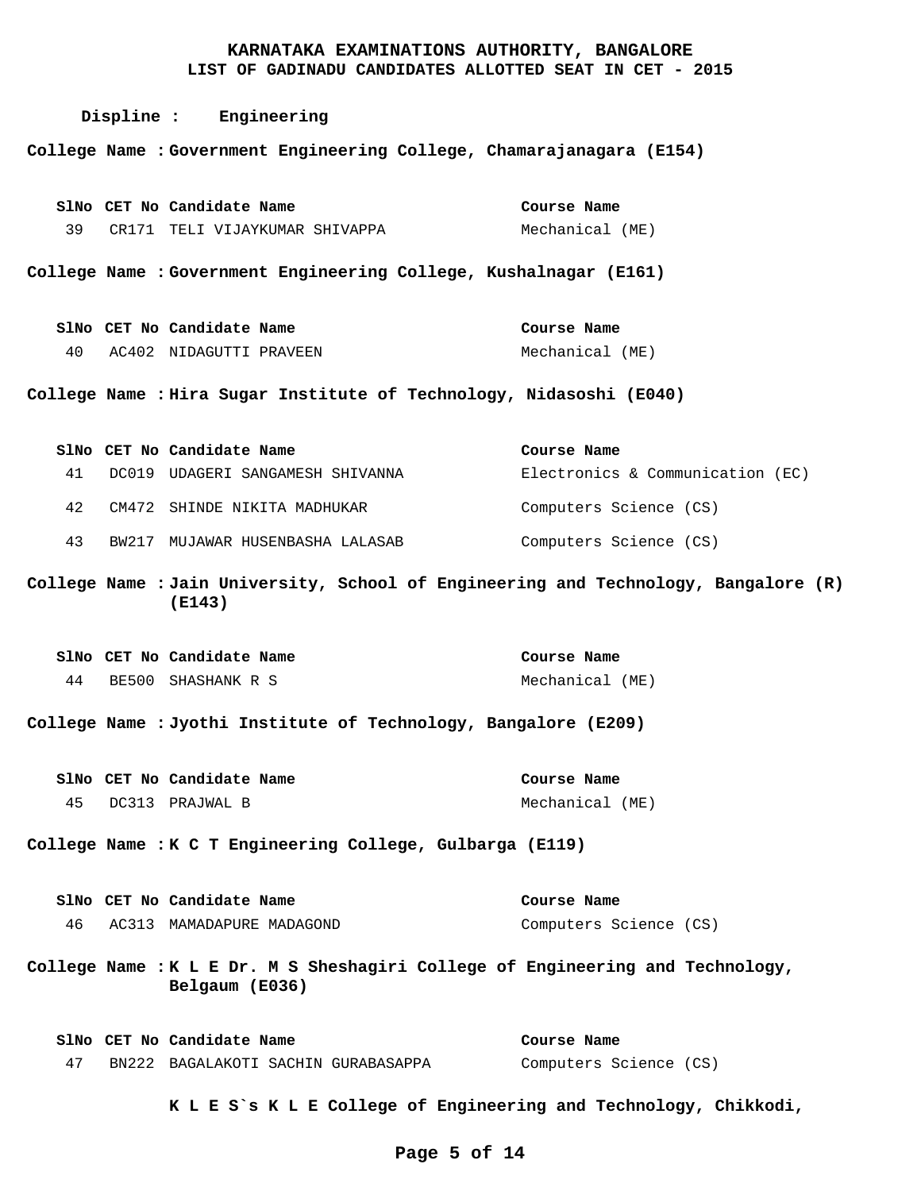# KARNATAKA EXAMINATIONS AUTHORITY, BANGALORE
## LIST OF GADINADU CANDIDATES ALLOTTED SEAT IN CET - 2015

**Displine : Engineering**

**College Name : Government Engineering College, Chamarajanagara (E154)**

| SlNo | CET No | Candidate Name | Course Name |
|---|---|---|---|
| 39 | CR171 | TELI VIJAYKUMAR SHIVAPPA | Mechanical (ME) |

**College Name : Government Engineering College, Kushalnagar (E161)**

| SlNo | CET No | Candidate Name | Course Name |
|---|---|---|---|
| 40 | AC402 | NIDAGUTTI PRAVEEN | Mechanical (ME) |

**College Name : Hira Sugar Institute of Technology, Nidasoshi (E040)**

| SlNo | CET No | Candidate Name | Course Name |
|---|---|---|---|
| 41 | DC019 | UDAGERI SANGAMESH SHIVANNA | Electronics & Communication (EC) |
| 42 | CM472 | SHINDE NIKITA MADHUKAR | Computers Science (CS) |
| 43 | BW217 | MUJAWAR HUSENBASHA LALASAB | Computers Science (CS) |

**College Name : Jain University, School of Engineering and Technology, Bangalore (R) (E143)**

| SlNo | CET No | Candidate Name | Course Name |
|---|---|---|---|
| 44 | BE500 | SHASHANK R S | Mechanical (ME) |

**College Name : Jyothi Institute of Technology, Bangalore (E209)**

| SlNo | CET No | Candidate Name | Course Name |
|---|---|---|---|
| 45 | DC313 | PRAJWAL B | Mechanical (ME) |

**College Name : K C T Engineering College, Gulbarga (E119)**

| SlNo | CET No | Candidate Name | Course Name |
|---|---|---|---|
| 46 | AC313 | MAMADAPURE MADAGOND | Computers Science (CS) |

**College Name : K L E Dr. M S Sheshagiri College of Engineering and Technology, Belgaum (E036)**

| SlNo | CET No | Candidate Name | Course Name |
|---|---|---|---|
| 47 | BN222 | BAGALAKOTI SACHIN GURABASAPPA | Computers Science (CS) |

**K L E S`s K L E College of Engineering and Technology, Chikkodi,**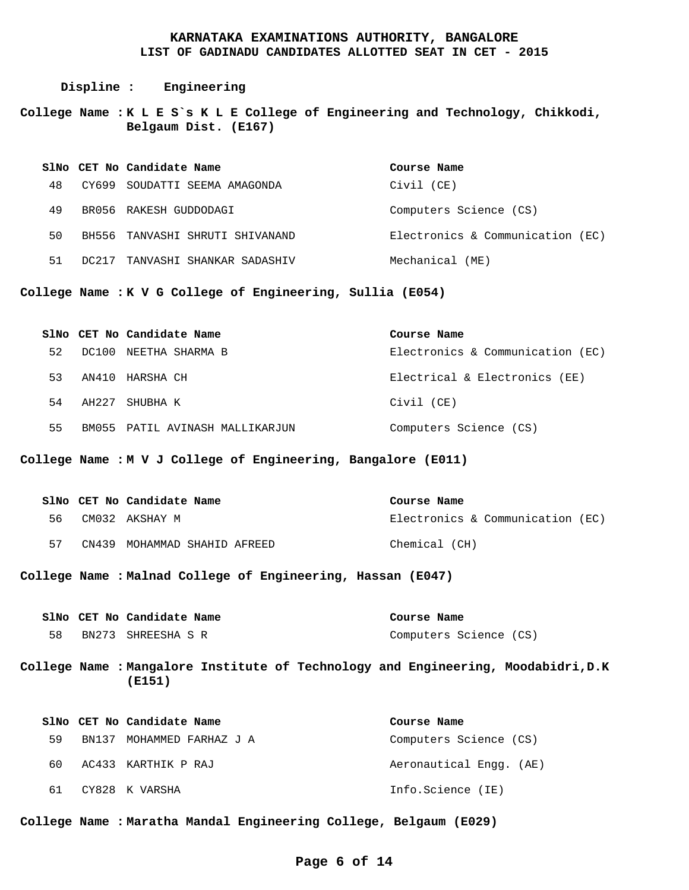**KARNATAKA EXAMINATIONS AUTHORITY, BANGALORE**
**LIST OF GADINADU CANDIDATES ALLOTTED SEAT IN CET - 2015**

**Displine : Engineering**

**College Name : K L E S`s K L E College of Engineering and Technology, Chikkodi, Belgaum Dist. (E167)**

| SlNo | CET No | Candidate Name | Course Name |
|---|---|---|---|
| 48 | CY699 | SOUDATTI SEEMA AMAGONDA | Civil (CE) |
| 49 | BR056 | RAKESH GUDDODAGI | Computers Science (CS) |
| 50 | BH556 | TANVASHI SHRUTI SHIVANAND | Electronics & Communication (EC) |
| 51 | DC217 | TANVASHI SHANKAR SADASHIV | Mechanical (ME) |

**College Name : K V G College of Engineering, Sullia (E054)**

| SlNo | CET No | Candidate Name | Course Name |
|---|---|---|---|
| 52 | DC100 | NEETHA SHARMA B | Electronics & Communication (EC) |
| 53 | AN410 | HARSHA CH | Electrical & Electronics (EE) |
| 54 | AH227 | SHUBHA K | Civil (CE) |
| 55 | BM055 | PATIL AVINASH MALLIKARJUN | Computers Science (CS) |

**College Name : M V J College of Engineering, Bangalore (E011)**

| SlNo | CET No | Candidate Name | Course Name |
|---|---|---|---|
| 56 | CM032 | AKSHAY M | Electronics & Communication (EC) |
| 57 | CN439 | MOHAMMAD SHAHID AFREED | Chemical (CH) |

**College Name : Malnad College of Engineering, Hassan (E047)**

| SlNo | CET No | Candidate Name | Course Name |
|---|---|---|---|
| 58 | BN273 | SHREESHA S R | Computers Science (CS) |

**College Name : Mangalore Institute of Technology and Engineering, Moodabidri,D.K (E151)**

| SlNo | CET No | Candidate Name | Course Name |
|---|---|---|---|
| 59 | BN137 | MOHAMMED FARHAZ J A | Computers Science (CS) |
| 60 | AC433 | KARTHIK P RAJ | Aeronautical Engg. (AE) |
| 61 | CY828 | K VARSHA | Info.Science (IE) |

**College Name : Maratha Mandal Engineering College, Belgaum (E029)**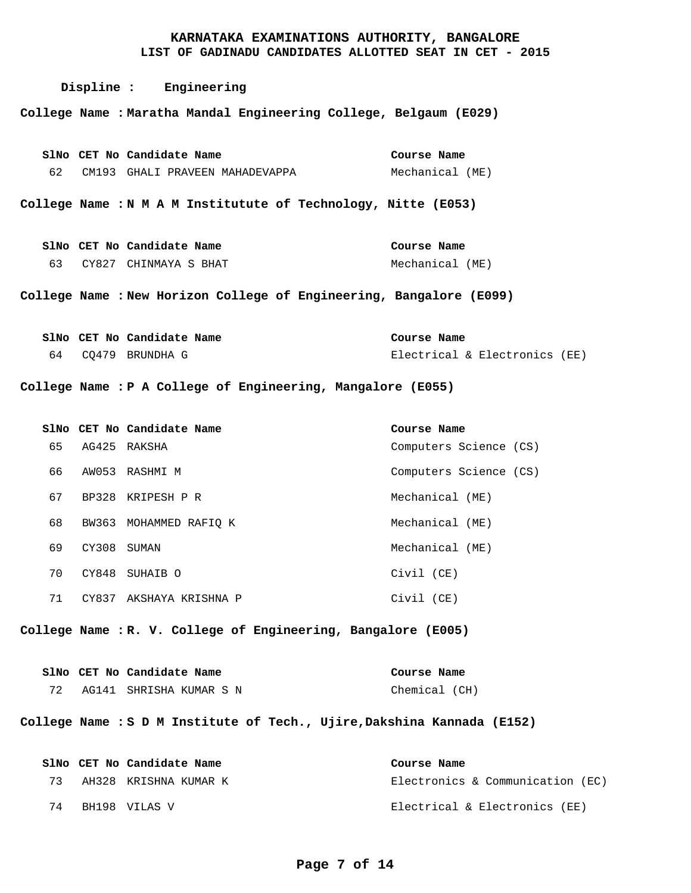# KARNATAKA EXAMINATIONS AUTHORITY, BANGALORE

## LIST OF GADINADU CANDIDATES ALLOTTED SEAT IN CET - 2015

**Displine : Engineering**

**College Name : Maratha Mandal Engineering College, Belgaum (E029)**

| SlNo | CET No | Candidate Name | Course Name |
|---|---|---|---|
| 62 | CM193 | GHALI PRAVEEN MAHADEVAPPA | Mechanical (ME) |

**College Name : N M A M Institutute of Technology, Nitte (E053)**

| SlNo | CET No | Candidate Name | Course Name |
|---|---|---|---|
| 63 | CY827 | CHINMAYA S BHAT | Mechanical (ME) |

**College Name : New Horizon College of Engineering, Bangalore (E099)**

| SlNo | CET No | Candidate Name | Course Name |
|---|---|---|---|
| 64 | CQ479 | BRUNDHA G | Electrical & Electronics (EE) |

**College Name : P A College of Engineering, Mangalore (E055)**

| SlNo | CET No | Candidate Name | Course Name |
|---|---|---|---|
| 65 | AG425 | RAKSHA | Computers Science (CS) |
| 66 | AW053 | RASHMI M | Computers Science (CS) |
| 67 | BP328 | KRIPESH P R | Mechanical (ME) |
| 68 | BW363 | MOHAMMED RAFIQ K | Mechanical (ME) |
| 69 | CY308 | SUMAN | Mechanical (ME) |
| 70 | CY848 | SUHAIB O | Civil (CE) |
| 71 | CY837 | AKSHAYA KRISHNA P | Civil (CE) |

**College Name : R. V. College of Engineering, Bangalore (E005)**

| SlNo | CET No | Candidate Name | Course Name |
|---|---|---|---|
| 72 | AG141 | SHRISHA KUMAR S N | Chemical (CH) |

**College Name : S D M Institute of Tech., Ujire,Dakshina Kannada (E152)**

| SlNo | CET No | Candidate Name | Course Name |
|---|---|---|---|
| 73 | AH328 | KRISHNA KUMAR K | Electronics & Communication (EC) |
| 74 | BH198 | VILAS V | Electrical & Electronics (EE) |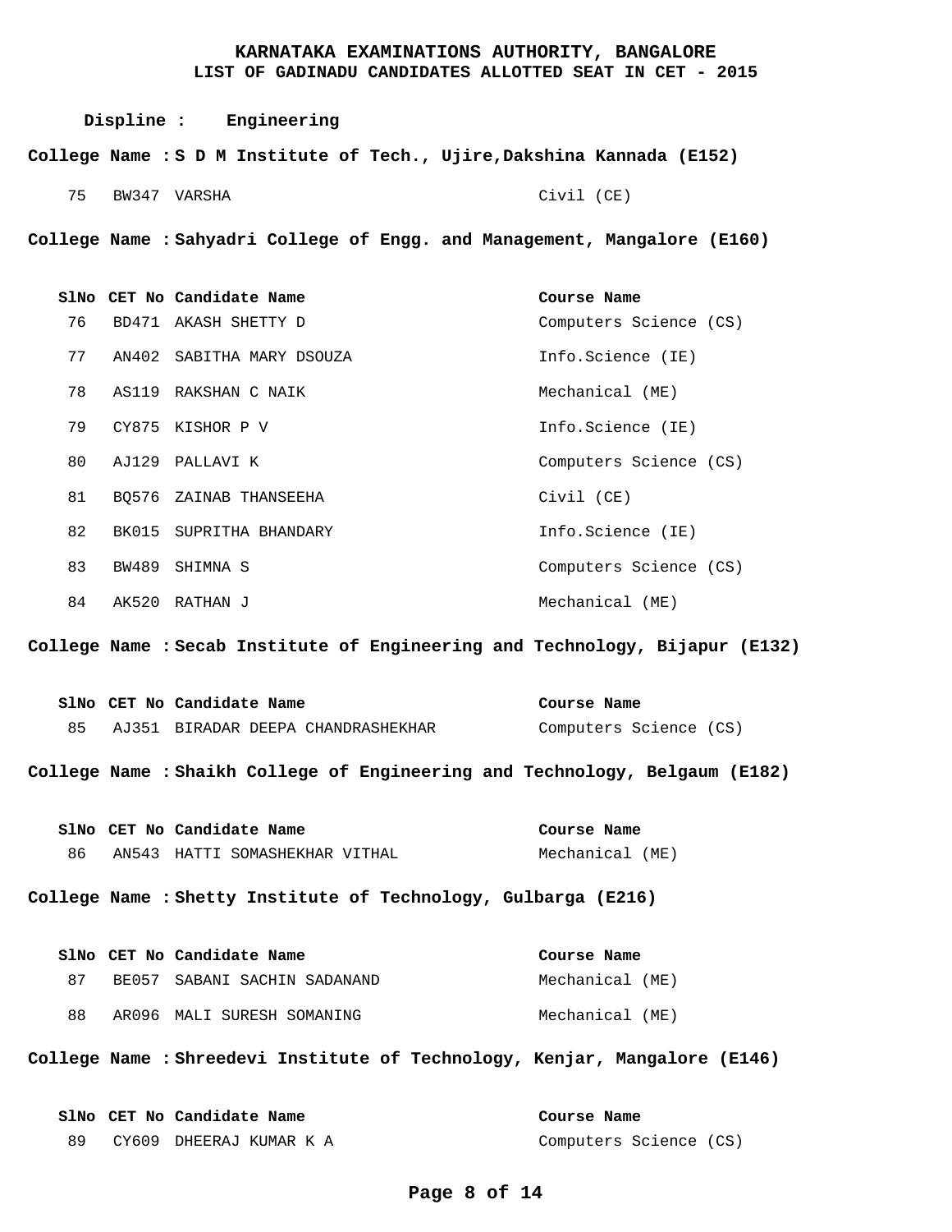# KARNATAKA EXAMINATIONS AUTHORITY, BANGALORE
## LIST OF GADINADU CANDIDATES ALLOTTED SEAT IN CET - 2015

**Displine : Engineering**

**College Name : S D M Institute of Tech., Ujire,Dakshina Kannada (E152)**

| SlNo | CET No | Candidate Name | Course Name |
|---|---|---|---|
| 75 | BW347 | VARSHA | Civil (CE) |

**College Name : Sahyadri College of Engg. and Management, Mangalore (E160)**

| SlNo | CET No | Candidate Name | Course Name |
|---|---|---|---|
| 76 | BD471 | AKASH SHETTY D | Computers Science (CS) |
| 77 | AN402 | SABITHA MARY DSOUZA | Info.Science (IE) |
| 78 | AS119 | RAKSHAN C NAIK | Mechanical (ME) |
| 79 | CY875 | KISHOR P V | Info.Science (IE) |
| 80 | AJ129 | PALLAVI K | Computers Science (CS) |
| 81 | BQ576 | ZAINAB THANSEEHA | Civil (CE) |
| 82 | BK015 | SUPRITHA BHANDARY | Info.Science (IE) |
| 83 | BW489 | SHIMNA S | Computers Science (CS) |
| 84 | AK520 | RATHAN J | Mechanical (ME) |

**College Name : Secab Institute of Engineering and Technology, Bijapur (E132)**

| SlNo | CET No | Candidate Name | Course Name |
|---|---|---|---|
| 85 | AJ351 | BIRADAR DEEPA CHANDRASHEKHAR | Computers Science (CS) |

**College Name : Shaikh College of Engineering and Technology, Belgaum (E182)**

| SlNo | CET No | Candidate Name | Course Name |
|---|---|---|---|
| 86 | AN543 | HATTI SOMASHEKHAR VITHAL | Mechanical (ME) |

**College Name : Shetty Institute of Technology, Gulbarga (E216)**

| SlNo | CET No | Candidate Name | Course Name |
|---|---|---|---|
| 87 | BE057 | SABANI SACHIN SADANAND | Mechanical (ME) |
| 88 | AR096 | MALI SURESH SOMANING | Mechanical (ME) |

**College Name : Shreedevi Institute of Technology, Kenjar, Mangalore (E146)**

| SlNo | CET No | Candidate Name | Course Name |
|---|---|---|---|
| 89 | CY609 | DHEERAJ KUMAR K A | Computers Science (CS) |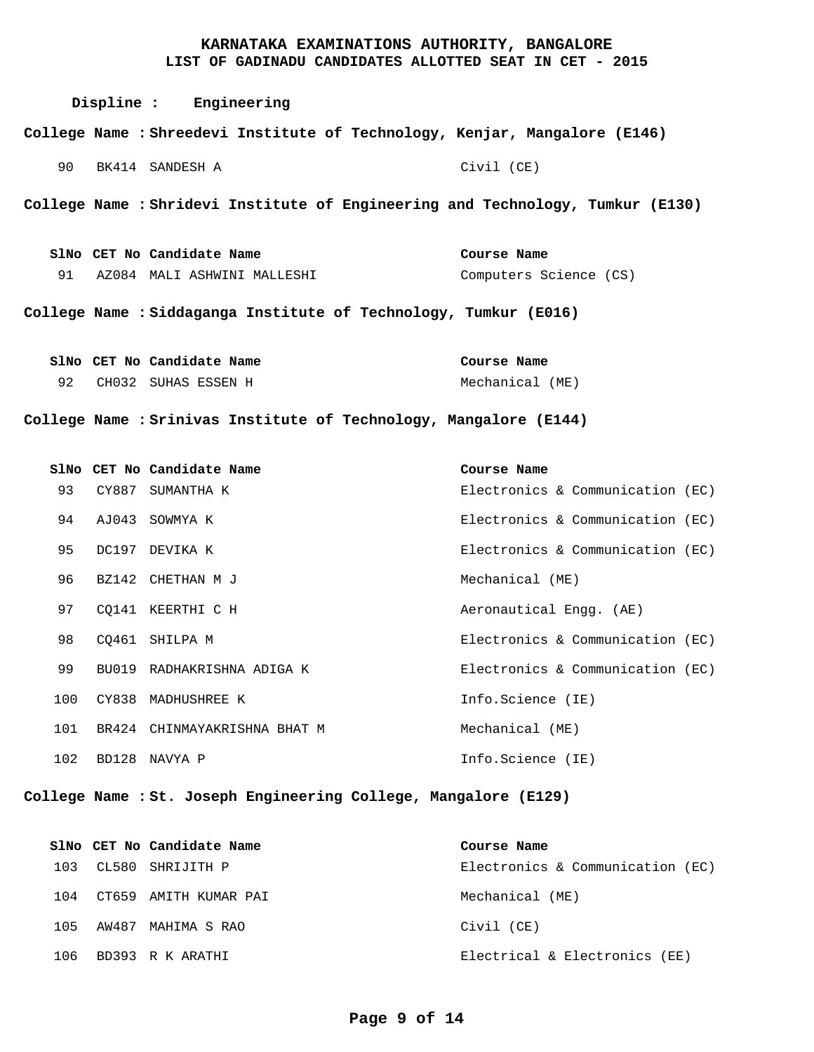# KARNATAKA EXAMINATIONS AUTHORITY, BANGALORE
## LIST OF GADINADU CANDIDATES ALLOTTED SEAT IN CET - 2015

**Displine : Engineering**

**College Name : Shreedevi Institute of Technology, Kenjar, Mangalore (E146)**

| SlNo | CET No | Candidate Name | Course Name |
|---|---|---|---|
| 90 | BK414 | SANDESH A | Civil (CE) |

**College Name : Shridevi Institute of Engineering and Technology, Tumkur (E130)**

| SlNo | CET No | Candidate Name | Course Name |
|---|---|---|---|
| 91 | AZ084 | MALI ASHWINI MALLESHI | Computers Science (CS) |

**College Name : Siddaganga Institute of Technology, Tumkur (E016)**

| SlNo | CET No | Candidate Name | Course Name |
|---|---|---|---|
| 92 | CH032 | SUHAS ESSEN H | Mechanical (ME) |

**College Name : Srinivas Institute of Technology, Mangalore (E144)**

| SlNo | CET No | Candidate Name | Course Name |
|---|---|---|---|
| 93 | CY887 | SUMANTHA K | Electronics & Communication (EC) |
| 94 | AJ043 | SOWMYA K | Electronics & Communication (EC) |
| 95 | DC197 | DEVIKA K | Electronics & Communication (EC) |
| 96 | BZ142 | CHETHAN M J | Mechanical (ME) |
| 97 | CQ141 | KEERTHI C H | Aeronautical Engg. (AE) |
| 98 | CQ461 | SHILPA M | Electronics & Communication (EC) |
| 99 | BU019 | RADHAKRISHNA ADIGA K | Electronics & Communication (EC) |
| 100 | CY838 | MADHUSHREE K | Info.Science (IE) |
| 101 | BR424 | CHINMAYAKRISHNA BHAT M | Mechanical (ME) |
| 102 | BD128 | NAVYA P | Info.Science (IE) |

**College Name : St. Joseph Engineering College, Mangalore (E129)**

| SlNo | CET No | Candidate Name | Course Name |
|---|---|---|---|
| 103 | CL580 | SHRIJITH P | Electronics & Communication (EC) |
| 104 | CT659 | AMITH KUMAR PAI | Mechanical (ME) |
| 105 | AW487 | MAHIMA S RAO | Civil (CE) |
| 106 | BD393 | R K ARATHI | Electrical & Electronics (EE) |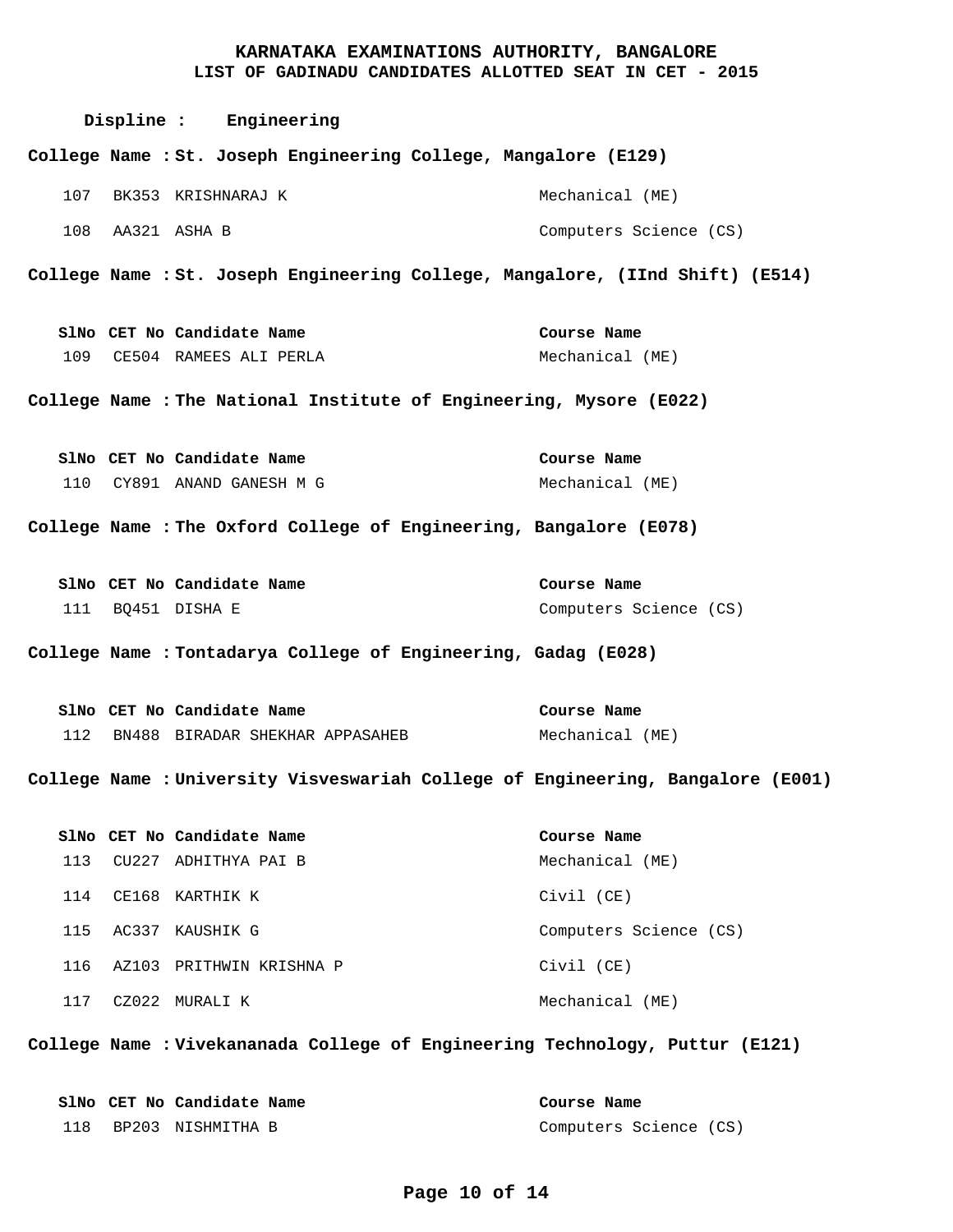# KARNATAKA EXAMINATIONS AUTHORITY, BANGALORE
## LIST OF GADINADU CANDIDATES ALLOTTED SEAT IN CET - 2015

**Displine : Engineering**

**College Name : St. Joseph Engineering College, Mangalore (E129)**

| SlNo | CET No | Candidate Name | Course Name |
|---|---|---|---|
| 107 | BK353 | KRISHNARAJ K | Mechanical (ME) |
| 108 | AA321 | ASHA B | Computers Science (CS) |

**College Name : St. Joseph Engineering College, Mangalore, (IInd Shift) (E514)**

| SlNo | CET No | Candidate Name | Course Name |
|---|---|---|---|
| 109 | CE504 | RAMEES ALI PERLA | Mechanical (ME) |

**College Name : The National Institute of Engineering, Mysore (E022)**

| SlNo | CET No | Candidate Name | Course Name |
|---|---|---|---|
| 110 | CY891 | ANAND GANESH M G | Mechanical (ME) |

**College Name : The Oxford College of Engineering, Bangalore (E078)**

| SlNo | CET No | Candidate Name | Course Name |
|---|---|---|---|
| 111 | BQ451 | DISHA E | Computers Science (CS) |

**College Name : Tontadarya College of Engineering, Gadag (E028)**

| SlNo | CET No | Candidate Name | Course Name |
|---|---|---|---|
| 112 | BN488 | BIRADAR SHEKHAR APPASAHEB | Mechanical (ME) |

**College Name : University Visveswariah College of Engineering, Bangalore (E001)**

| SlNo | CET No | Candidate Name | Course Name |
|---|---|---|---|
| 113 | CU227 | ADHITHYA PAI B | Mechanical (ME) |
| 114 | CE168 | KARTHIK K | Civil (CE) |
| 115 | AC337 | KAUSHIK G | Computers Science (CS) |
| 116 | AZ103 | PRITHWIN KRISHNA P | Civil (CE) |
| 117 | CZ022 | MURALI K | Mechanical (ME) |

**College Name : Vivekananada College of Engineering Technology, Puttur (E121)**

| SlNo | CET No | Candidate Name | Course Name |
|---|---|---|---|
| 118 | BP203 | NISHMITHA B | Computers Science (CS) |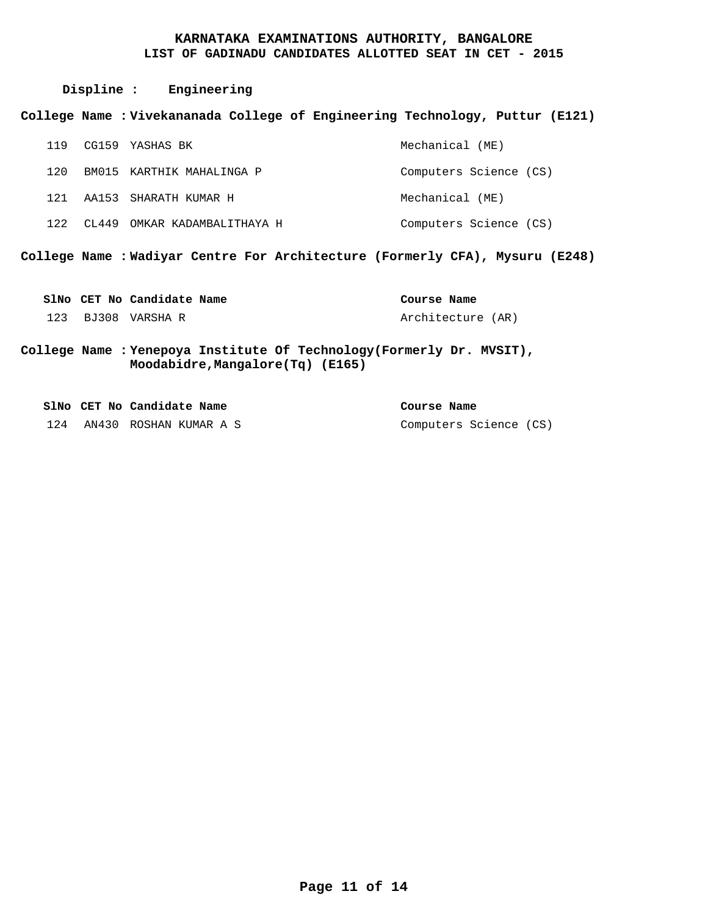# KARNATAKA EXAMINATIONS AUTHORITY, BANGALORE
## LIST OF GADINADU CANDIDATES ALLOTTED SEAT IN CET - 2015

**Displine : Engineering**

**College Name : Vivekananada College of Engineering Technology, Puttur (E121)**

| SlNo | CET No | Candidate Name | Course Name |
|---|---|---|---|
| 119 | CG159 | YASHAS BK | Mechanical (ME) |
| 120 | BM015 | KARTHIK MAHALINGA P | Computers Science (CS) |
| 121 | AA153 | SHARATH KUMAR H | Mechanical (ME) |
| 122 | CL449 | OMKAR KADAMBALITHAYA H | Computers Science (CS) |

**College Name : Wadiyar Centre For Architecture (Formerly CFA), Mysuru (E248)**

| SlNo | CET No | Candidate Name | Course Name |
|---|---|---|---|
| 123 | BJ308 | VARSHA R | Architecture (AR) |

**College Name : Yenepoya Institute Of Technology(Formerly Dr. MVSIT), Moodabidre,Mangalore(Tq) (E165)**

| SlNo | CET No | Candidate Name | Course Name |
|---|---|---|---|
| 124 | AN430 | ROSHAN KUMAR A S | Computers Science (CS) |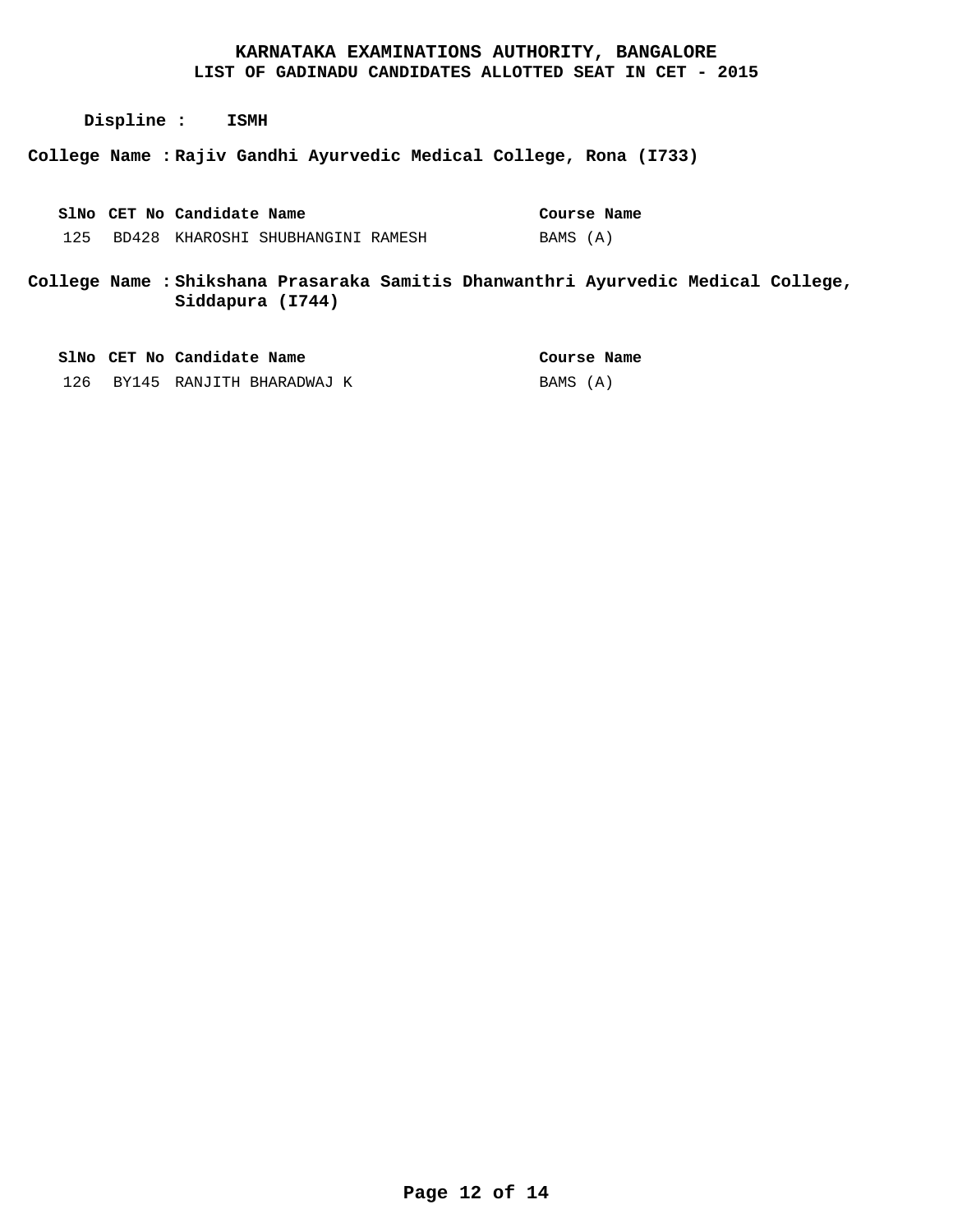# KARNATAKA EXAMINATIONS AUTHORITY, BANGALORE
## LIST OF GADINADU CANDIDATES ALLOTTED SEAT IN CET - 2015

**Displine : ISMH**

**College Name : Rajiv Gandhi Ayurvedic Medical College, Rona (I733)**

| SlNo | CET No | Candidate Name | Course Name |
|---|---|---|---|
| 125 | BD428 | KHAROSHI SHUBHANGINI RAMESH | BAMS (A) |

**College Name : Shikshana Prasaraka Samitis Dhanwanthri Ayurvedic Medical College, Siddapura (I744)**

| SlNo | CET No | Candidate Name | Course Name |
|---|---|---|---|
| 126 | BY145 | RANJITH BHARADWAJ K | BAMS (A) |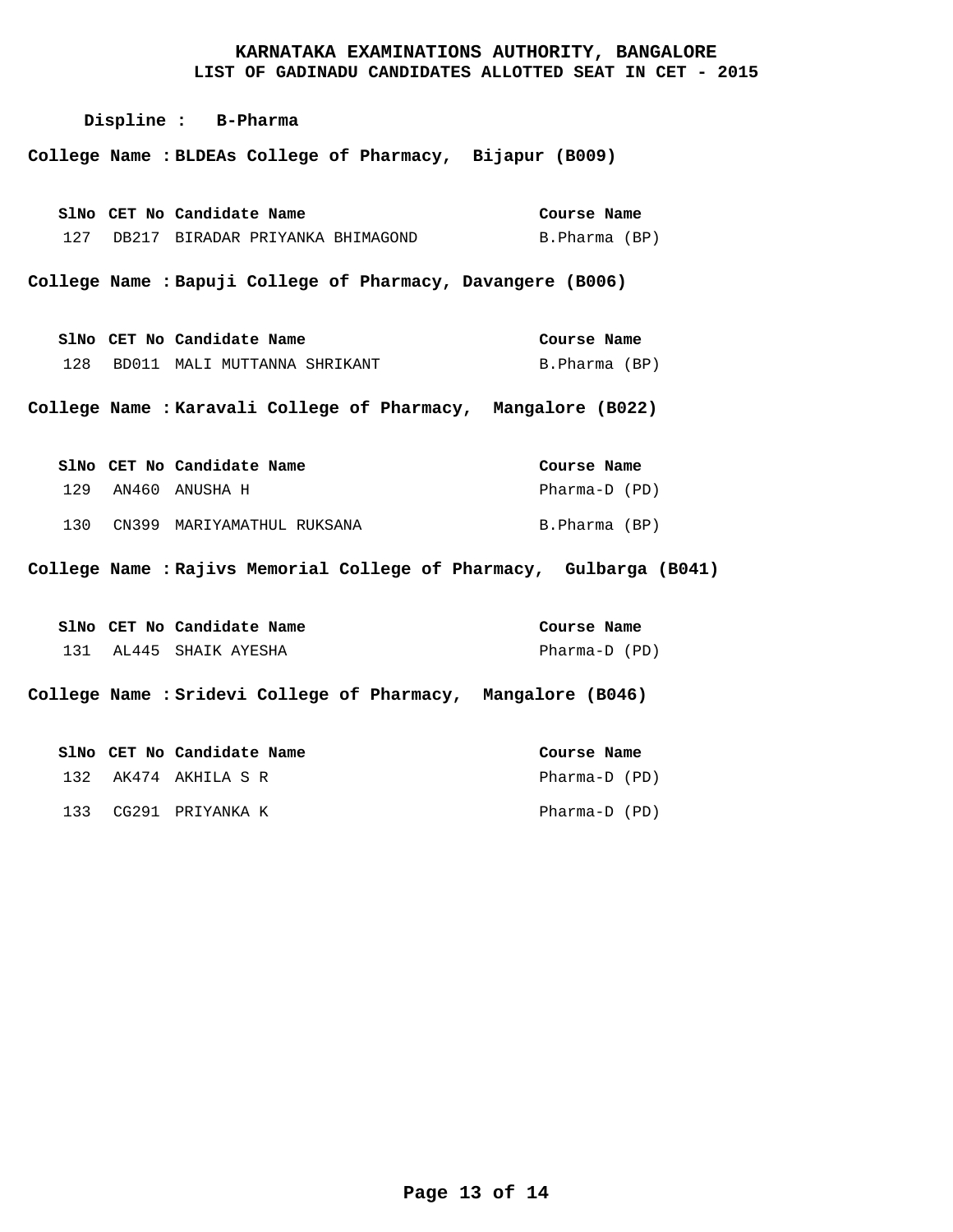# KARNATAKA EXAMINATIONS AUTHORITY, BANGALORE
## LIST OF GADINADU CANDIDATES ALLOTTED SEAT IN CET - 2015

**Displine : B-Pharma**

**College Name : BLDEAs College of Pharmacy, Bijapur (B009)**

| SlNo | CET No | Candidate Name | Course Name |
|---|---|---|---|
| 127 | DB217 | BIRADAR PRIYANKA BHIMAGOND | B.Pharma (BP) |

**College Name : Bapuji College of Pharmacy, Davangere (B006)**

| SlNo | CET No | Candidate Name | Course Name |
|---|---|---|---|
| 128 | BD011 | MALI MUTTANNA SHRIKANT | B.Pharma (BP) |

**College Name : Karavali College of Pharmacy, Mangalore (B022)**

| SlNo | CET No | Candidate Name | Course Name |
|---|---|---|---|
| 129 | AN460 | ANUSHA H | Pharma-D (PD) |
| 130 | CN399 | MARIYAMATHUL RUKSANA | B.Pharma (BP) |

**College Name : Rajivs Memorial College of Pharmacy, Gulbarga (B041)**

| SlNo | CET No | Candidate Name | Course Name |
|---|---|---|---|
| 131 | AL445 | SHAIK AYESHA | Pharma-D (PD) |

**College Name : Sridevi College of Pharmacy, Mangalore (B046)**

| SlNo | CET No | Candidate Name | Course Name |
|---|---|---|---|
| 132 | AK474 | AKHILA S R | Pharma-D (PD) |
| 133 | CG291 | PRIYANKA K | Pharma-D (PD) |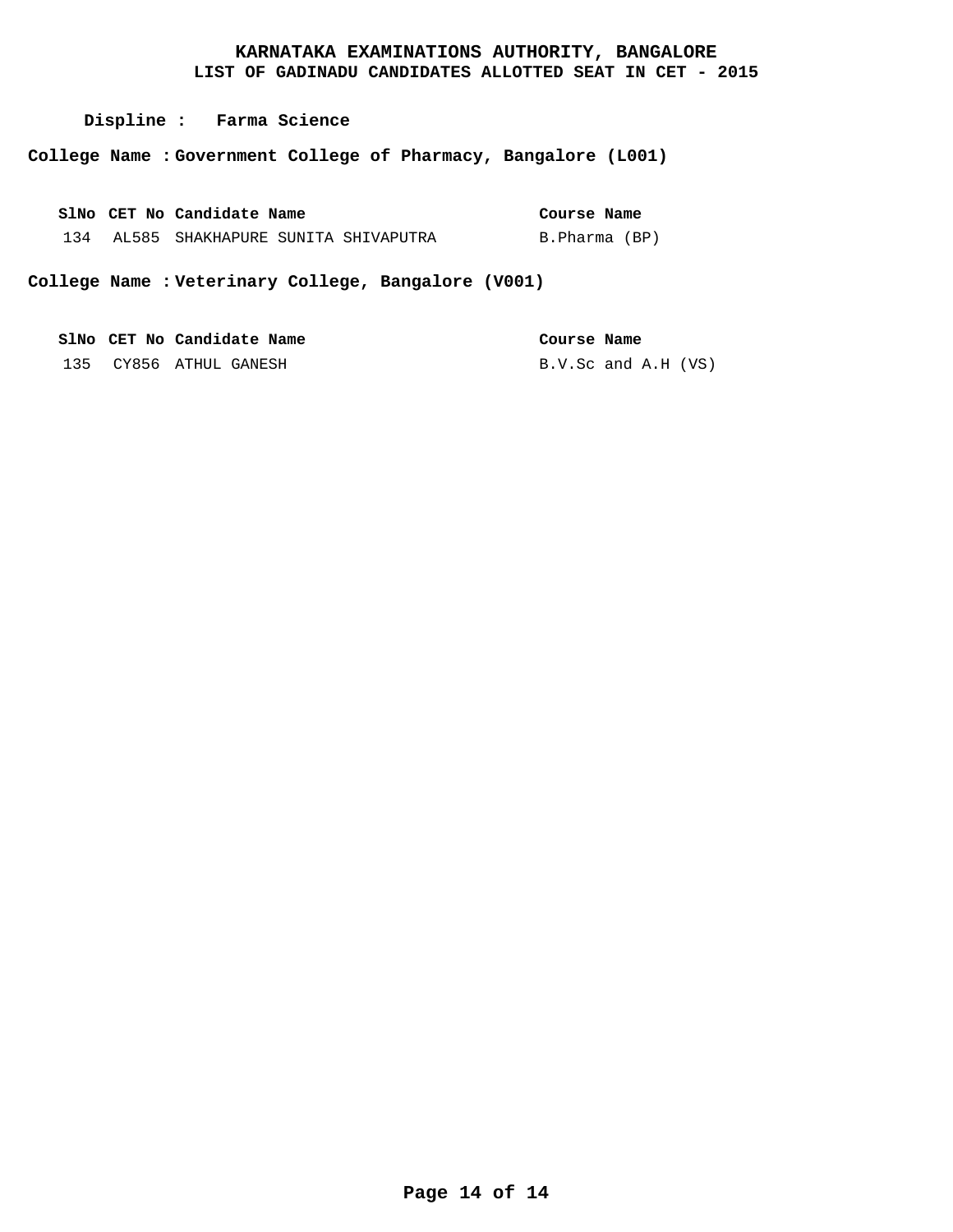# KARNATAKA EXAMINATIONS AUTHORITY, BANGALORE
## LIST OF GADINADU CANDIDATES ALLOTTED SEAT IN CET - 2015

**Displine : Farma Science**

**College Name : Government College of Pharmacy, Bangalore (L001)**

| SlNo | CET No | Candidate Name | Course Name |
|---|---|---|---|
| 134 | AL585 | SHAKHAPURE SUNITA SHIVAPUTRA | B.Pharma (BP) |

**College Name : Veterinary College, Bangalore (V001)**

| SlNo | CET No | Candidate Name | Course Name |
|---|---|---|---|
| 135 | CY856 | ATHUL GANESH | B.V.Sc and A.H (VS) |